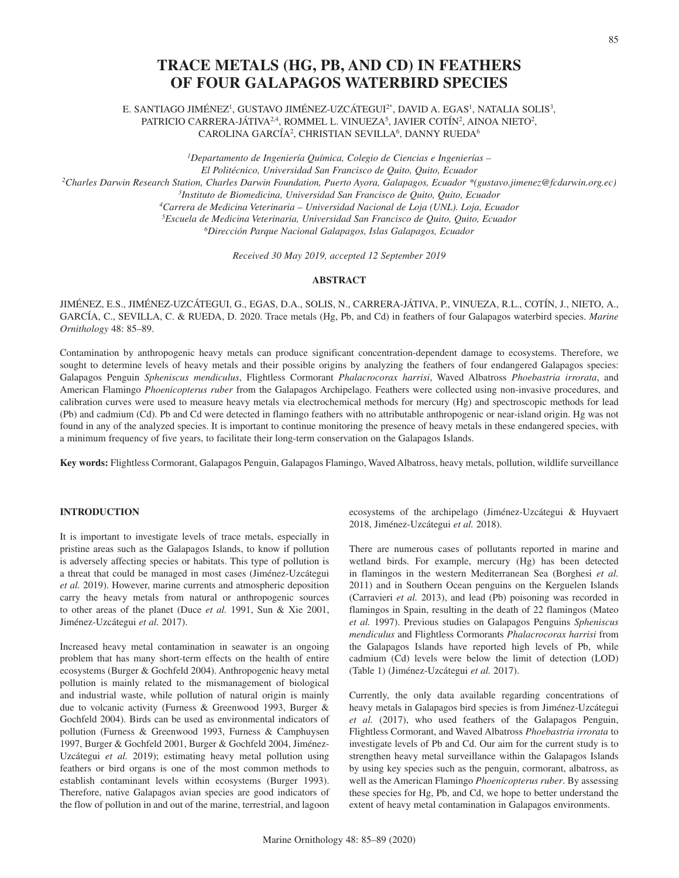# TRACE METALS (HG, PB, AND CD) IN FEATHERS OF FOUR GALAPAGOS WATERBIRD SPECIES

E. SANTIAGO JIMÉNEZ[1], GUSTAVO JIMÉNEZ-UZCÁTEGUI[2*], DAVID A. EGAS[1], NATALIA SOLIS[3], PATRICIO CARRERA-JÁTIVA[2,4], ROMMEL L. VINUEZA[5], JAVIER COTÍN[2], AINOA NIETO[2], CAROLINA GARCÍA[2], CHRISTIAN SEVILLA[6], DANNY RUEDA[6]

[1]*Departamento de Ingeniería Química, Colegio de Ciencias e Ingenierías – El Politécnico, Universidad San Francisco de Quito, Quito, Ecuador*
[2]*Charles Darwin Research Station, Charles Darwin Foundation, Puerto Ayora, Galapagos, Ecuador \*(gustavo.jimenez@fcdarwin.org.ec)*
[3]*Instituto de Biomedicina, Universidad San Francisco de Quito, Quito, Ecuador*
[4]*Carrera de Medicina Veterinaria – Universidad Nacional de Loja (UNL). Loja, Ecuador*
[5]*Escuela de Medicina Veterinaria, Universidad San Francisco de Quito, Quito, Ecuador*
[6]*Dirección Parque Nacional Galapagos, Islas Galapagos, Ecuador*

*Received 30 May 2019, accepted 12 September 2019*

## ABSTRACT

JIMÉNEZ, E.S., JIMÉNEZ-UZCÁTEGUI, G., EGAS, D.A., SOLIS, N., CARRERA-JÁTIVA, P., VINUEZA, R.L., COTÍN, J., NIETO, A., GARCÍA, C., SEVILLA, C. & RUEDA, D. 2020. Trace metals (Hg, Pb, and Cd) in feathers of four Galapagos waterbird species. *Marine Ornithology* 48: 85–89.

Contamination by anthropogenic heavy metals can produce significant concentration-dependent damage to ecosystems. Therefore, we sought to determine levels of heavy metals and their possible origins by analyzing the feathers of four endangered Galapagos species: Galapagos Penguin *Spheniscus mendiculus*, Flightless Cormorant *Phalacrocorax harrisi*, Waved Albatross *Phoebastria irrorata*, and American Flamingo *Phoenicopterus ruber* from the Galapagos Archipelago. Feathers were collected using non-invasive procedures, and calibration curves were used to measure heavy metals via electrochemical methods for mercury (Hg) and spectroscopic methods for lead (Pb) and cadmium (Cd). Pb and Cd were detected in flamingo feathers with no attributable anthropogenic or near-island origin. Hg was not found in any of the analyzed species. It is important to continue monitoring the presence of heavy metals in these endangered species, with a minimum frequency of five years, to facilitate their long-term conservation on the Galapagos Islands.

**Key words:** Flightless Cormorant, Galapagos Penguin, Galapagos Flamingo, Waved Albatross, heavy metals, pollution, wildlife surveillance

## INTRODUCTION

It is important to investigate levels of trace metals, especially in pristine areas such as the Galapagos Islands, to know if pollution is adversely affecting species or habitats. This type of pollution is a threat that could be managed in most cases (Jiménez-Uzcátegui *et al.* 2019). However, marine currents and atmospheric deposition carry the heavy metals from natural or anthropogenic sources to other areas of the planet (Duce *et al.* 1991, Sun & Xie 2001, Jiménez-Uzcátegui *et al.* 2017).

Increased heavy metal contamination in seawater is an ongoing problem that has many short-term effects on the health of entire ecosystems (Burger & Gochfeld 2004). Anthropogenic heavy metal pollution is mainly related to the mismanagement of biological and industrial waste, while pollution of natural origin is mainly due to volcanic activity (Furness & Greenwood 1993, Burger & Gochfeld 2004). Birds can be used as environmental indicators of pollution (Furness & Greenwood 1993, Furness & Camphuysen 1997, Burger & Gochfeld 2001, Burger & Gochfeld 2004, Jiménez-Uzcátegui *et al.* 2019); estimating heavy metal pollution using feathers or bird organs is one of the most common methods to establish contaminant levels within ecosystems (Burger 1993). Therefore, native Galapagos avian species are good indicators of the flow of pollution in and out of the marine, terrestrial, and lagoon ecosystems of the archipelago (Jiménez-Uzcátegui & Huyvaert 2018, Jiménez-Uzcátegui *et al.* 2018).

There are numerous cases of pollutants reported in marine and wetland birds. For example, mercury (Hg) has been detected in flamingos in the western Mediterranean Sea (Borghesi *et al.* 2011) and in Southern Ocean penguins on the Kerguelen Islands (Carravieri *et al.* 2013), and lead (Pb) poisoning was recorded in flamingos in Spain, resulting in the death of 22 flamingos (Mateo *et al.* 1997). Previous studies on Galapagos Penguins *Spheniscus mendiculus* and Flightless Cormorants *Phalacrocorax harrisi* from the Galapagos Islands have reported high levels of Pb, while cadmium (Cd) levels were below the limit of detection (LOD) (Table 1) (Jiménez-Uzcátegui *et al.* 2017).

Currently, the only data available regarding concentrations of heavy metals in Galapagos bird species is from Jiménez-Uzcátegui *et al.* (2017), who used feathers of the Galapagos Penguin, Flightless Cormorant, and Waved Albatross *Phoebastria irrorata* to investigate levels of Pb and Cd. Our aim for the current study is to strengthen heavy metal surveillance within the Galapagos Islands by using key species such as the penguin, cormorant, albatross, as well as the American Flamingo *Phoenicopterus ruber*. By assessing these species for Hg, Pb, and Cd, we hope to better understand the extent of heavy metal contamination in Galapagos environments.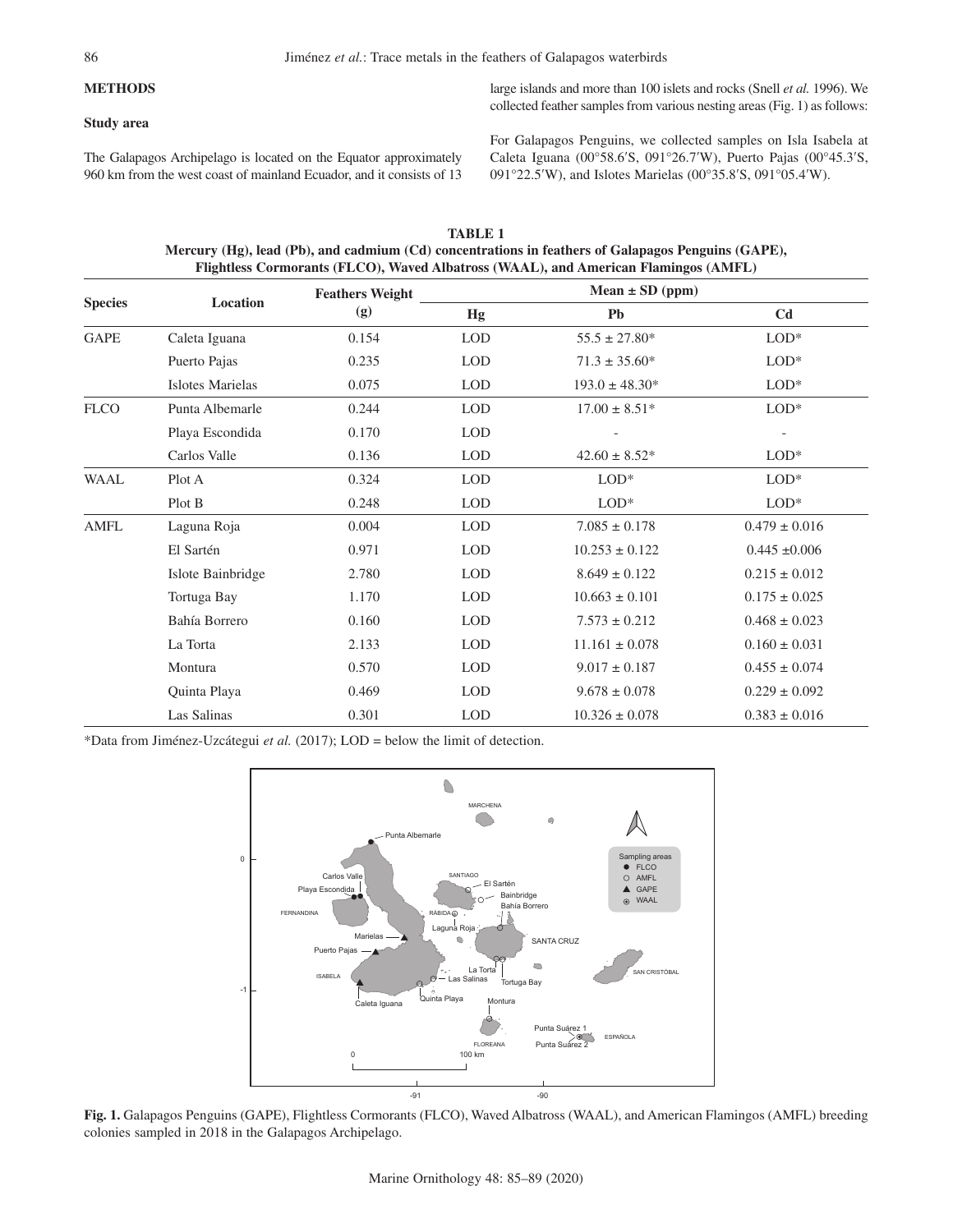## METHODS

### Study area

The Galapagos Archipelago is located on the Equator approximately 960 km from the west coast of mainland Ecuador, and it consists of 13 large islands and more than 100 islets and rocks (Snell *et al.* 1996). We collected feather samples from various nesting areas (Fig. 1) as follows:

For Galapagos Penguins, we collected samples on Isla Isabela at Caleta Iguana (00°58.6′S, 091°26.7′W), Puerto Pajas (00°45.3′S, 091°22.5′W), and Islotes Marielas (00°35.8′S, 091°05.4′W).

**TABLE 1**
**Mercury (Hg), lead (Pb), and cadmium (Cd) concentrations in feathers of Galapagos Penguins (GAPE), Flightless Cormorants (FLCO), Waved Albatross (WAAL), and American Flamingos (AMFL)**

| Species | Location | Feathers Weight (g) | Mean ± SD (ppm) | | |
|---|---|---|---|---|---|
| | | | Hg | Pb | Cd |
| GAPE | Caleta Iguana | 0.154 | LOD | 55.5 ± 27.80* | LOD* |
| | Puerto Pajas | 0.235 | LOD | 71.3 ± 35.60* | LOD* |
| | Islotes Marielas | 0.075 | LOD | 193.0 ± 48.30* | LOD* |
| FLCO | Punta Albemarle | 0.244 | LOD | 17.00 ± 8.51* | LOD* |
| | Playa Escondida | 0.170 | LOD | - | - |
| | Carlos Valle | 0.136 | LOD | 42.60 ± 8.52* | LOD* |
| WAAL | Plot A | 0.324 | LOD | LOD* | LOD* |
| | Plot B | 0.248 | LOD | LOD* | LOD* |
| AMFL | Laguna Roja | 0.004 | LOD | 7.085 ± 0.178 | 0.479 ± 0.016 |
| | El Sartén | 0.971 | LOD | 10.253 ± 0.122 | 0.445 ±0.006 |
| | Islote Bainbridge | 2.780 | LOD | 8.649 ± 0.122 | 0.215 ± 0.012 |
| | Tortuga Bay | 1.170 | LOD | 10.663 ± 0.101 | 0.175 ± 0.025 |
| | Bahía Borrero | 0.160 | LOD | 7.573 ± 0.212 | 0.468 ± 0.023 |
| | La Torta | 2.133 | LOD | 11.161 ± 0.078 | 0.160 ± 0.031 |
| | Montura | 0.570 | LOD | 9.017 ± 0.187 | 0.455 ± 0.074 |
| | Quinta Playa | 0.469 | LOD | 9.678 ± 0.078 | 0.229 ± 0.092 |
| | Las Salinas | 0.301 | LOD | 10.326 ± 0.078 | 0.383 ± 0.016 |

*Data from Jiménez-Uzcátegui *et al.* (2017); LOD = below the limit of detection.

**Fig. 1.** Galapagos Penguins (GAPE), Flightless Cormorants (FLCO), Waved Albatross (WAAL), and American Flamingos (AMFL) breeding colonies sampled in 2018 in the Galapagos Archipelago.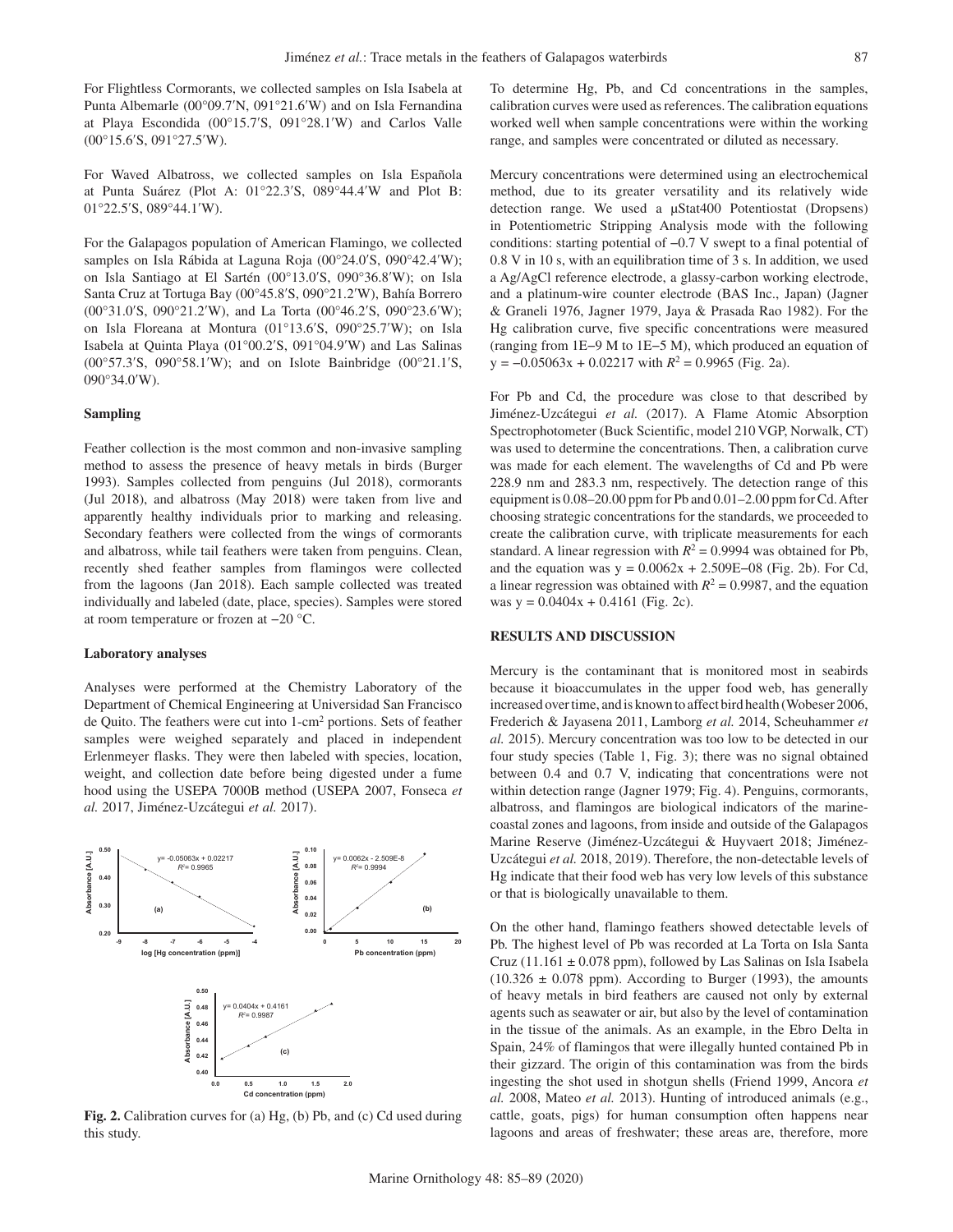For Flightless Cormorants, we collected samples on Isla Isabela at Punta Albemarle (00°09.7′N, 091°21.6′W) and on Isla Fernandina at Playa Escondida (00°15.7′S, 091°28.1′W) and Carlos Valle (00°15.6′S, 091°27.5′W).

For Waved Albatross, we collected samples on Isla Española at Punta Suárez (Plot A: 01°22.3′S, 089°44.4′W and Plot B: 01°22.5′S, 089°44.1′W).

For the Galapagos population of American Flamingo, we collected samples on Isla Rábida at Laguna Roja (00°24.0′S, 090°42.4′W); on Isla Santiago at El Sartén (00°13.0′S, 090°36.8′W); on Isla Santa Cruz at Tortuga Bay (00°45.8′S, 090°21.2′W), Bahía Borrero (00°31.0′S, 090°21.2′W), and La Torta (00°46.2′S, 090°23.6′W); on Isla Floreana at Montura (01°13.6′S, 090°25.7′W); on Isla Isabela at Quinta Playa (01°00.2′S, 091°04.9′W) and Las Salinas (00°57.3′S, 090°58.1′W); and on Islote Bainbridge (00°21.1′S, 090°34.0′W).

### Sampling

Feather collection is the most common and non-invasive sampling method to assess the presence of heavy metals in birds (Burger 1993). Samples collected from penguins (Jul 2018), cormorants (Jul 2018), and albatross (May 2018) were taken from live and apparently healthy individuals prior to marking and releasing. Secondary feathers were collected from the wings of cormorants and albatross, while tail feathers were taken from penguins. Clean, recently shed feather samples from flamingos were collected from the lagoons (Jan 2018). Each sample collected was treated individually and labeled (date, place, species). Samples were stored at room temperature or frozen at −20 °C.

### Laboratory analyses

Analyses were performed at the Chemistry Laboratory of the Department of Chemical Engineering at Universidad San Francisco de Quito. The feathers were cut into 1-cm$^2$ portions. Sets of feather samples were weighed separately and placed in independent Erlenmeyer flasks. They were then labeled with species, location, weight, and collection date before being digested under a fume hood using the USEPA 7000B method (USEPA 2007, Fonseca *et al.* 2017, Jiménez-Uzcátegui *et al.* 2017).

**Fig. 2.** Calibration curves for (a) Hg, (b) Pb, and (c) Cd used during this study.

To determine Hg, Pb, and Cd concentrations in the samples, calibration curves were used as references. The calibration equations worked well when sample concentrations were within the working range, and samples were concentrated or diluted as necessary.

Mercury concentrations were determined using an electrochemical method, due to its greater versatility and its relatively wide detection range. We used a μStat400 Potentiostat (Dropsens) in Potentiometric Stripping Analysis mode with the following conditions: starting potential of −0.7 V swept to a final potential of 0.8 V in 10 s, with an equilibration time of 3 s. In addition, we used a Ag/AgCl reference electrode, a glassy-carbon working electrode, and a platinum-wire counter electrode (BAS Inc., Japan) (Jagner & Graneli 1976, Jagner 1979, Jaya & Prasada Rao 1982). For the Hg calibration curve, five specific concentrations were measured (ranging from 1E−9 M to 1E−5 M), which produced an equation of $y = -0.05063x + 0.02217$ with $R^2 = 0.9965$ (Fig. 2a).

For Pb and Cd, the procedure was close to that described by Jiménez-Uzcátegui *et al.* (2017). A Flame Atomic Absorption Spectrophotometer (Buck Scientific, model 210 VGP, Norwalk, CT) was used to determine the concentrations. Then, a calibration curve was made for each element. The wavelengths of Cd and Pb were 228.9 nm and 283.3 nm, respectively. The detection range of this equipment is 0.08–20.00 ppm for Pb and 0.01–2.00 ppm for Cd. After choosing strategic concentrations for the standards, we proceeded to create the calibration curve, with triplicate measurements for each standard. A linear regression with $R^2 = 0.9994$ was obtained for Pb, and the equation was $y = 0.0062x + 2.509E{-}08$ (Fig. 2b). For Cd, a linear regression was obtained with $R^2 = 0.9987$, and the equation was $y = 0.0404x + 0.4161$ (Fig. 2c).

## RESULTS AND DISCUSSION

Mercury is the contaminant that is monitored most in seabirds because it bioaccumulates in the upper food web, has generally increased over time, and is known to affect bird health (Wobeser 2006, Frederich & Jayasena 2011, Lamborg *et al.* 2014, Scheuhammer *et al.* 2015). Mercury concentration was too low to be detected in our four study species (Table 1, Fig. 3); there was no signal obtained between 0.4 and 0.7 V, indicating that concentrations were not within detection range (Jagner 1979; Fig. 4). Penguins, cormorants, albatross, and flamingos are biological indicators of the marine-coastal zones and lagoons, from inside and outside of the Galapagos Marine Reserve (Jiménez-Uzcátegui & Huyvaert 2018; Jiménez-Uzcátegui *et al.* 2018, 2019). Therefore, the non-detectable levels of Hg indicate that their food web has very low levels of this substance or that is biologically unavailable to them.

On the other hand, flamingo feathers showed detectable levels of Pb. The highest level of Pb was recorded at La Torta on Isla Santa Cruz (11.161 ± 0.078 ppm), followed by Las Salinas on Isla Isabela (10.326 ± 0.078 ppm). According to Burger (1993), the amounts of heavy metals in bird feathers are caused not only by external agents such as seawater or air, but also by the level of contamination in the tissue of the animals. As an example, in the Ebro Delta in Spain, 24% of flamingos that were illegally hunted contained Pb in their gizzard. The origin of this contamination was from the birds ingesting the shot used in shotgun shells (Friend 1999, Ancora *et al.* 2008, Mateo *et al.* 2013). Hunting of introduced animals (e.g., cattle, goats, pigs) for human consumption often happens near lagoons and areas of freshwater; these areas are, therefore, more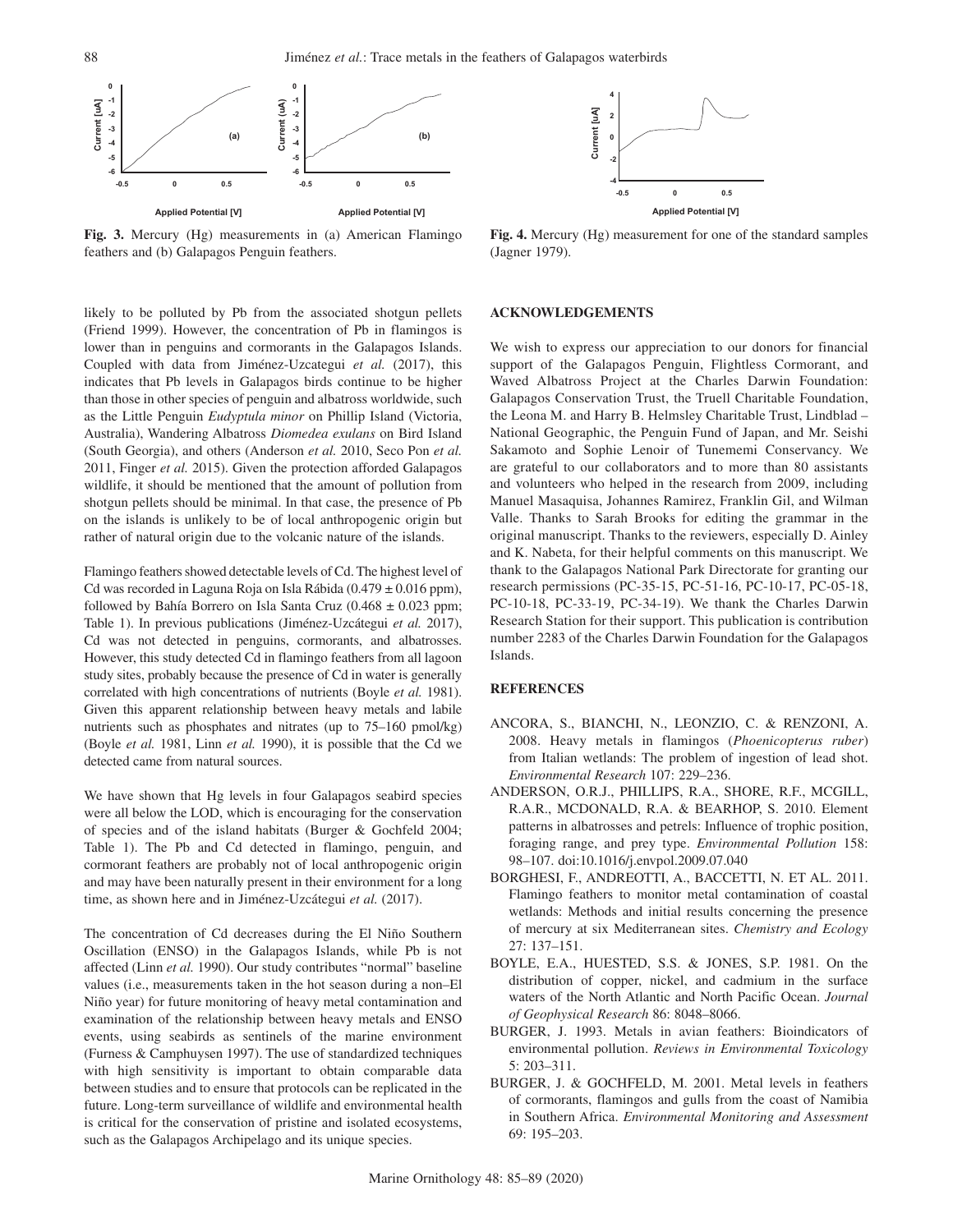Fig. 3. Mercury (Hg) measurements in (a) American Flamingo feathers and (b) Galapagos Penguin feathers.

Fig. 4. Mercury (Hg) measurement for one of the standard samples (Jagner 1979).

likely to be polluted by Pb from the associated shotgun pellets (Friend 1999). However, the concentration of Pb in flamingos is lower than in penguins and cormorants in the Galapagos Islands. Coupled with data from Jiménez-Uzcategui *et al.* (2017), this indicates that Pb levels in Galapagos birds continue to be higher than those in other species of penguin and albatross worldwide, such as the Little Penguin *Eudyptula minor* on Phillip Island (Victoria, Australia), Wandering Albatross *Diomedea exulans* on Bird Island (South Georgia), and others (Anderson *et al.* 2010, Seco Pon *et al.* 2011, Finger *et al.* 2015). Given the protection afforded Galapagos wildlife, it should be mentioned that the amount of pollution from shotgun pellets should be minimal. In that case, the presence of Pb on the islands is unlikely to be of local anthropogenic origin but rather of natural origin due to the volcanic nature of the islands.

Flamingo feathers showed detectable levels of Cd. The highest level of Cd was recorded in Laguna Roja on Isla Rábida (0.479 ± 0.016 ppm), followed by Bahía Borrero on Isla Santa Cruz (0.468 ± 0.023 ppm; Table 1). In previous publications (Jiménez-Uzcátegui *et al.* 2017), Cd was not detected in penguins, cormorants, and albatrosses. However, this study detected Cd in flamingo feathers from all lagoon study sites, probably because the presence of Cd in water is generally correlated with high concentrations of nutrients (Boyle *et al.* 1981). Given this apparent relationship between heavy metals and labile nutrients such as phosphates and nitrates (up to 75–160 pmol/kg) (Boyle *et al.* 1981, Linn *et al.* 1990), it is possible that the Cd we detected came from natural sources.

We have shown that Hg levels in four Galapagos seabird species were all below the LOD, which is encouraging for the conservation of species and of the island habitats (Burger & Gochfeld 2004; Table 1). The Pb and Cd detected in flamingo, penguin, and cormorant feathers are probably not of local anthropogenic origin and may have been naturally present in their environment for a long time, as shown here and in Jiménez-Uzcátegui *et al.* (2017).

The concentration of Cd decreases during the El Niño Southern Oscillation (ENSO) in the Galapagos Islands, while Pb is not affected (Linn *et al.* 1990). Our study contributes "normal" baseline values (i.e., measurements taken in the hot season during a non–El Niño year) for future monitoring of heavy metal contamination and examination of the relationship between heavy metals and ENSO events, using seabirds as sentinels of the marine environment (Furness & Camphuysen 1997). The use of standardized techniques with high sensitivity is important to obtain comparable data between studies and to ensure that protocols can be replicated in the future. Long-term surveillance of wildlife and environmental health is critical for the conservation of pristine and isolated ecosystems, such as the Galapagos Archipelago and its unique species.

## ACKNOWLEDGEMENTS

We wish to express our appreciation to our donors for financial support of the Galapagos Penguin, Flightless Cormorant, and Waved Albatross Project at the Charles Darwin Foundation: Galapagos Conservation Trust, the Truell Charitable Foundation, the Leona M. and Harry B. Helmsley Charitable Trust, Lindblad – National Geographic, the Penguin Fund of Japan, and Mr. Seishi Sakamoto and Sophie Lenoir of Tunememi Conservancy. We are grateful to our collaborators and to more than 80 assistants and volunteers who helped in the research from 2009, including Manuel Masaquisa, Johannes Ramirez, Franklin Gil, and Wilman Valle. Thanks to Sarah Brooks for editing the grammar in the original manuscript. Thanks to the reviewers, especially D. Ainley and K. Nabeta, for their helpful comments on this manuscript. We thank to the Galapagos National Park Directorate for granting our research permissions (PC-35-15, PC-51-16, PC-10-17, PC-05-18, PC-10-18, PC-33-19, PC-34-19). We thank the Charles Darwin Research Station for their support. This publication is contribution number 2283 of the Charles Darwin Foundation for the Galapagos Islands.

## REFERENCES

ANCORA, S., BIANCHI, N., LEONZIO, C. & RENZONI, A. 2008. Heavy metals in flamingos (*Phoenicopterus ruber*) from Italian wetlands: The problem of ingestion of lead shot. *Environmental Research* 107: 229–236.

ANDERSON, O.R.J., PHILLIPS, R.A., SHORE, R.F., MCGILL, R.A.R., MCDONALD, R.A. & BEARHOP, S. 2010. Element patterns in albatrosses and petrels: Influence of trophic position, foraging range, and prey type. *Environmental Pollution* 158: 98–107. doi:10.1016/j.envpol.2009.07.040

BORGHESI, F., ANDREOTTI, A., BACCETTI, N. ET AL. 2011. Flamingo feathers to monitor metal contamination of coastal wetlands: Methods and initial results concerning the presence of mercury at six Mediterranean sites. *Chemistry and Ecology* 27: 137–151.

BOYLE, E.A., HUESTED, S.S. & JONES, S.P. 1981. On the distribution of copper, nickel, and cadmium in the surface waters of the North Atlantic and North Pacific Ocean. *Journal of Geophysical Research* 86: 8048–8066.

BURGER, J. 1993. Metals in avian feathers: Bioindicators of environmental pollution. *Reviews in Environmental Toxicology* 5: 203–311.

BURGER, J. & GOCHFELD, M. 2001. Metal levels in feathers of cormorants, flamingos and gulls from the coast of Namibia in Southern Africa. *Environmental Monitoring and Assessment* 69: 195–203.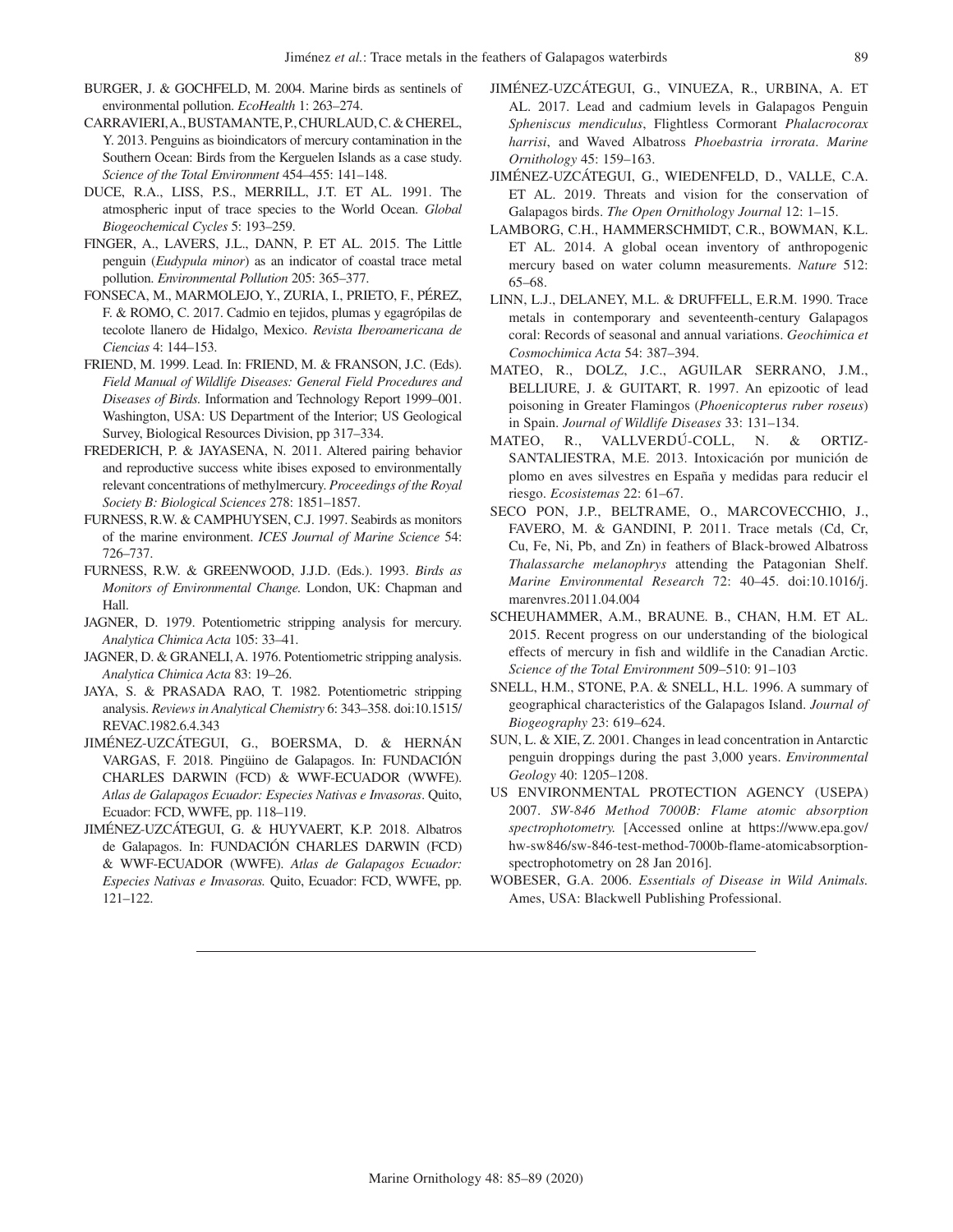BURGER, J. & GOCHFELD, M. 2004. Marine birds as sentinels of environmental pollution. *EcoHealth* 1: 263–274.

CARRAVIERI, A., BUSTAMANTE, P., CHURLAUD, C. & CHEREL, Y. 2013. Penguins as bioindicators of mercury contamination in the Southern Ocean: Birds from the Kerguelen Islands as a case study. *Science of the Total Environment* 454–455: 141–148.

DUCE, R.A., LISS, P.S., MERRILL, J.T. ET AL. 1991. The atmospheric input of trace species to the World Ocean. *Global Biogeochemical Cycles* 5: 193–259.

FINGER, A., LAVERS, J.L., DANN, P. ET AL. 2015. The Little penguin (*Eudypula minor*) as an indicator of coastal trace metal pollution. *Environmental Pollution* 205: 365–377.

FONSECA, M., MARMOLEJO, Y., ZURIA, I., PRIETO, F., PÉREZ, F. & ROMO, C. 2017. Cadmio en tejidos, plumas y egagrópilas de tecolote llanero de Hidalgo, Mexico. *Revista Iberoamericana de Ciencias* 4: 144–153.

FRIEND, M. 1999. Lead. In: FRIEND, M. & FRANSON, J.C. (Eds). *Field Manual of Wildlife Diseases: General Field Procedures and Diseases of Birds.* Information and Technology Report 1999–001. Washington, USA: US Department of the Interior; US Geological Survey, Biological Resources Division, pp 317–334.

FREDERICH, P. & JAYASENA, N. 2011. Altered pairing behavior and reproductive success white ibises exposed to environmentally relevant concentrations of methylmercury. *Proceedings of the Royal Society B: Biological Sciences* 278: 1851–1857.

FURNESS, R.W. & CAMPHUYSEN, C.J. 1997. Seabirds as monitors of the marine environment. *ICES Journal of Marine Science* 54: 726–737.

FURNESS, R.W. & GREENWOOD, J.J.D. (Eds.). 1993. *Birds as Monitors of Environmental Change.* London, UK: Chapman and Hall.

JAGNER, D. 1979. Potentiometric stripping analysis for mercury. *Analytica Chimica Acta* 105: 33–41.

JAGNER, D. & GRANELI, A. 1976. Potentiometric stripping analysis. *Analytica Chimica Acta* 83: 19–26.

JAYA, S. & PRASADA RAO, T. 1982. Potentiometric stripping analysis. *Reviews in Analytical Chemistry* 6: 343–358. doi:10.1515/REVAC.1982.6.4.343

JIMÉNEZ-UZCÁTEGUI, G., BOERSMA, D. & HERNÁN VARGAS, F. 2018. Pingüino de Galapagos. In: FUNDACIÓN CHARLES DARWIN (FCD) & WWF-ECUADOR (WWFE). *Atlas de Galapagos Ecuador: Especies Nativas e Invasoras*. Quito, Ecuador: FCD, WWFE, pp. 118–119.

JIMÉNEZ-UZCÁTEGUI, G. & HUYVAERT, K.P. 2018. Albatros de Galapagos. In: FUNDACIÓN CHARLES DARWIN (FCD) & WWF-ECUADOR (WWFE). *Atlas de Galapagos Ecuador: Especies Nativas e Invasoras.* Quito, Ecuador: FCD, WWFE, pp. 121–122.

JIMÉNEZ-UZCÁTEGUI, G., VINUEZA, R., URBINA, A. ET AL. 2017. Lead and cadmium levels in Galapagos Penguin *Spheniscus mendiculus*, Flightless Cormorant *Phalacrocorax harrisi*, and Waved Albatross *Phoebastria irrorata*. *Marine Ornithology* 45: 159–163.

JIMÉNEZ-UZCÁTEGUI, G., WIEDENFELD, D., VALLE, C.A. ET AL. 2019. Threats and vision for the conservation of Galapagos birds. *The Open Ornithology Journal* 12: 1–15.

LAMBORG, C.H., HAMMERSCHMIDT, C.R., BOWMAN, K.L. ET AL. 2014. A global ocean inventory of anthropogenic mercury based on water column measurements. *Nature* 512: 65–68.

LINN, L.J., DELANEY, M.L. & DRUFFELL, E.R.M. 1990. Trace metals in contemporary and seventeenth-century Galapagos coral: Records of seasonal and annual variations. *Geochimica et Cosmochimica Acta* 54: 387–394.

MATEO, R., DOLZ, J.C., AGUILAR SERRANO, J.M., BELLIURE, J. & GUITART, R. 1997. An epizootic of lead poisoning in Greater Flamingos (*Phoenicopterus ruber roseus*) in Spain. *Journal of Wildlife Diseases* 33: 131–134.

MATEO, R., VALLVERDÚ-COLL, N. & ORTIZ-SANTALIESTRA, M.E. 2013. Intoxicación por munición de plomo en aves silvestres en España y medidas para reducir el riesgo. *Ecosistemas* 22: 61–67.

SECO PON, J.P., BELTRAME, O., MARCOVECCHIO, J., FAVERO, M. & GANDINI, P. 2011. Trace metals (Cd, Cr, Cu, Fe, Ni, Pb, and Zn) in feathers of Black-browed Albatross *Thalassarche melanophrys* attending the Patagonian Shelf. *Marine Environmental Research* 72: 40–45. doi:10.1016/j.marenvres.2011.04.004

SCHEUHAMMER, A.M., BRAUNE. B., CHAN, H.M. ET AL. 2015. Recent progress on our understanding of the biological effects of mercury in fish and wildlife in the Canadian Arctic. *Science of the Total Environment* 509–510: 91–103

SNELL, H.M., STONE, P.A. & SNELL, H.L. 1996. A summary of geographical characteristics of the Galapagos Island. *Journal of Biogeography* 23: 619–624.

SUN, L. & XIE, Z. 2001. Changes in lead concentration in Antarctic penguin droppings during the past 3,000 years. *Environmental Geology* 40: 1205–1208.

US ENVIRONMENTAL PROTECTION AGENCY (USEPA) 2007. *SW-846 Method 7000B: Flame atomic absorption spectrophotometry.* [Accessed online at https://www.epa.gov/hw-sw846/sw-846-test-method-7000b-flame-atomicabsorption-spectrophotometry on 28 Jan 2016].

WOBESER, G.A. 2006. *Essentials of Disease in Wild Animals.* Ames, USA: Blackwell Publishing Professional.